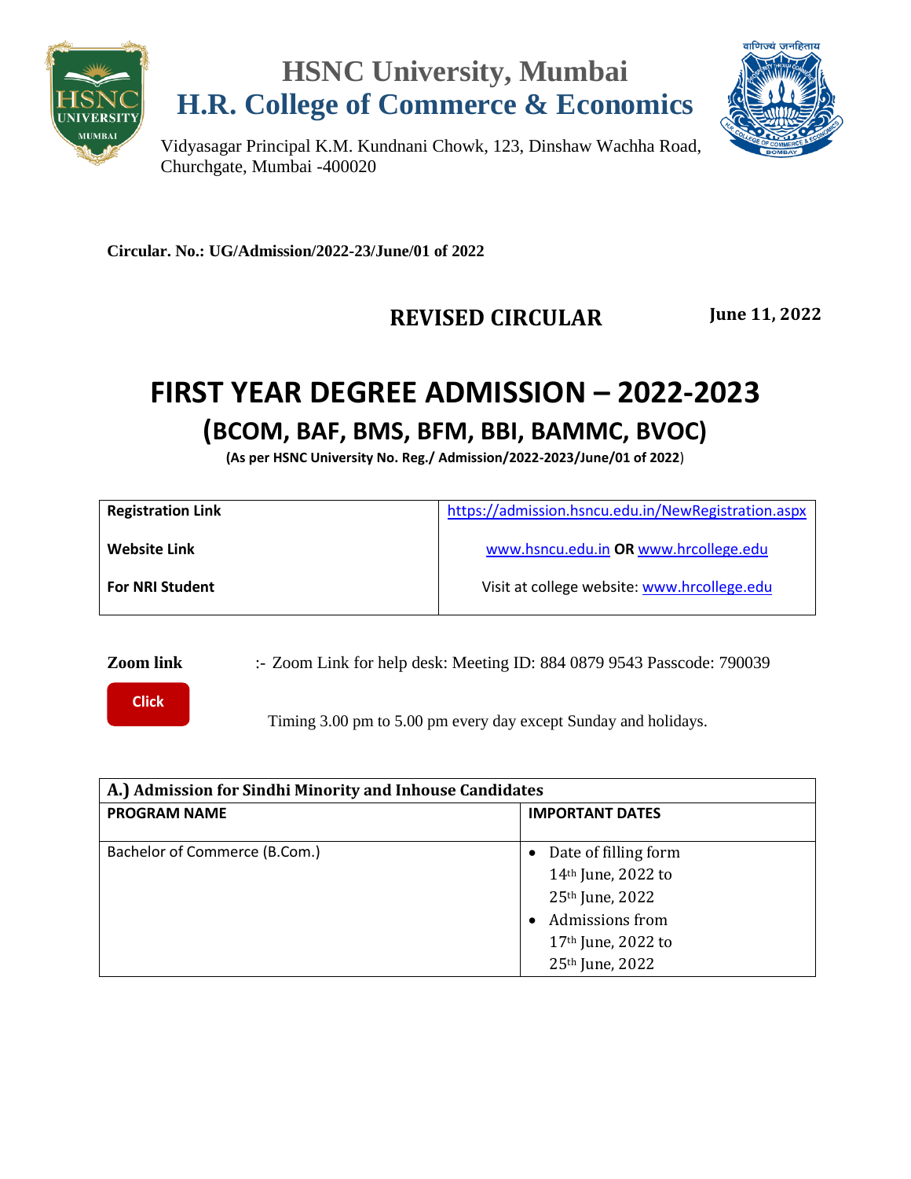# HSNC University, Mumbai

# H.R. College of Commerce & Economics

Vidyasagar Principal K.M. Kundnani Chowk, 123, Dinshaw Wachha Road, Churchgate, Mumbai -400020

**Circular. No.: UG/Admission/2022-23/June/01 of 2022**

**REVISED CIRCULAR** **June 11, 2022**

# FIRST YEAR DEGREE ADMISSION – 2022-2023

## (BCOM, BAF, BMS, BFM, BBI, BAMMC, BVOC)

**(As per HSNC University No. Reg./ Admission/2022-2023/June/01 of 2022)**

| | |
|---|---|
| **Registration Link** | https://admission.hsncu.edu.in/NewRegistration.aspx |
| **Website Link** | www.hsncu.edu.in **OR** www.hrcollege.edu |
| **For NRI Student** | Visit at college website: www.hrcollege.edu |

**Zoom link** :- Zoom Link for help desk: Meeting ID: 884 0879 9543 Passcode: 790039

**Click**

Timing 3.00 pm to 5.00 pm every day except Sunday and holidays.

| **A.) Admission for Sindhi Minority and Inhouse Candidates** | |
|---|---|
| **PROGRAM NAME** | **IMPORTANT DATES** |
| Bachelor of Commerce (B.Com.) | • Date of filling form 14th June, 2022 to 25th June, 2022<br>• Admissions from 17th June, 2022 to 25th June, 2022 |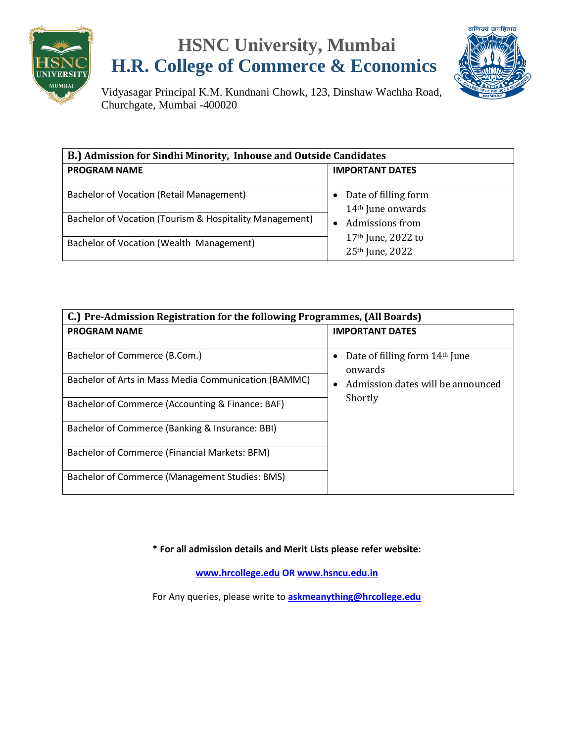# HSNC University, Mumbai
## H.R. College of Commerce & Economics

Vidyasagar Principal K.M. Kundnani Chowk, 123, Dinshaw Wachha Road, Churchgate, Mumbai -400020

| B.) Admission for Sindhi Minority, Inhouse and Outside Candidates | |
|---|---|
| **PROGRAM NAME** | **IMPORTANT DATES** |
| Bachelor of Vocation (Retail Management) | • Date of filling form 14th June onwards<br>• Admissions from 17th June, 2022 to 25th June, 2022 |
| Bachelor of Vocation (Tourism & Hospitality Management) | |
| Bachelor of Vocation (Wealth Management) | |

| C.) Pre-Admission Registration for the following Programmes, (All Boards) | |
|---|---|
| **PROGRAM NAME** | **IMPORTANT DATES** |
| Bachelor of Commerce (B.Com.) | • Date of filling form 14th June onwards<br>• Admission dates will be announced Shortly |
| Bachelor of Arts in Mass Media Communication (BAMMC) | |
| Bachelor of Commerce (Accounting & Finance: BAF) | |
| Bachelor of Commerce (Banking & Insurance: BBI) | |
| Bachelor of Commerce (Financial Markets: BFM) | |
| Bachelor of Commerce (Management Studies: BMS) | |

**\* For all admission details and Merit Lists please refer website:**

**www.hrcollege.edu OR www.hsncu.edu.in**

For Any queries, please write to **askmeanything@hrcollege.edu**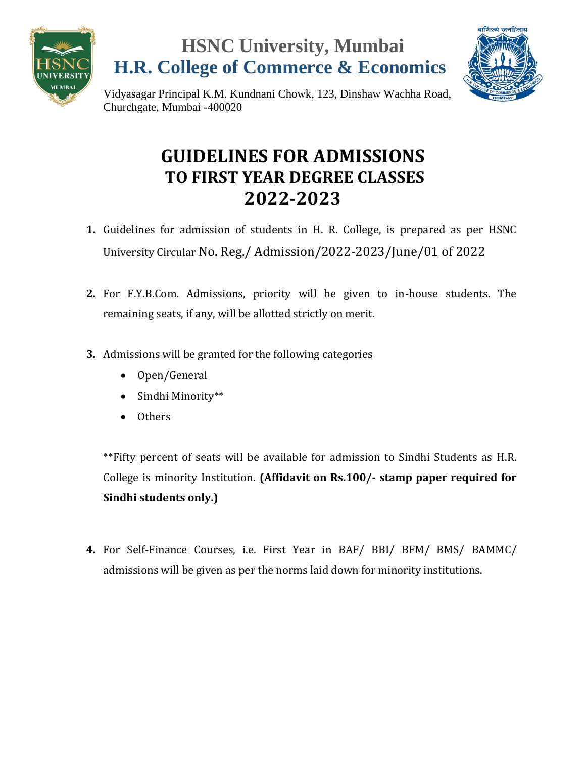# HSNC University, Mumbai
## H.R. College of Commerce & Economics

Vidyasagar Principal K.M. Kundnani Chowk, 123, Dinshaw Wachha Road, Churchgate, Mumbai -400020

# GUIDELINES FOR ADMISSIONS TO FIRST YEAR DEGREE CLASSES 2022-2023

1. Guidelines for admission of students in H. R. College, is prepared as per HSNC University Circular No. Reg./ Admission/2022-2023/June/01 of 2022

2. For F.Y.B.Com. Admissions, priority will be given to in-house students. The remaining seats, if any, will be allotted strictly on merit.

3. Admissions will be granted for the following categories
   - Open/General
   - Sindhi Minority**
   - Others

   **Fifty percent of seats will be available for admission to Sindhi Students as H.R. College is minority Institution. **(Affidavit on Rs.100/- stamp paper required for Sindhi students only.)**

4. For Self-Finance Courses, i.e. First Year in BAF/ BBI/ BFM/ BMS/ BAMMC/ admissions will be given as per the norms laid down for minority institutions.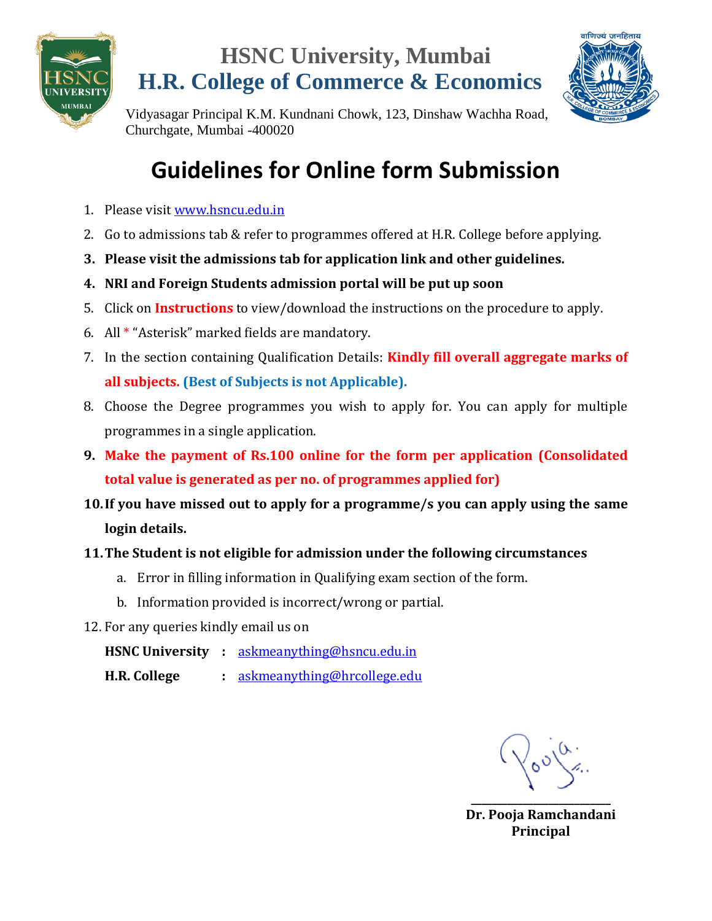# HSNC University, Mumbai
## H.R. College of Commerce & Economics

Vidyasagar Principal K.M. Kundnani Chowk, 123, Dinshaw Wachha Road, Churchgate, Mumbai -400020

# Guidelines for Online form Submission

1. Please visit www.hsncu.edu.in
2. Go to admissions tab & refer to programmes offered at H.R. College before applying.
3. **Please visit the admissions tab for application link and other guidelines.**
4. **NRI and Foreign Students admission portal will be put up soon**
5. Click on **Instructions** to view/download the instructions on the procedure to apply.
6. All * "Asterisk" marked fields are mandatory.
7. In the section containing Qualification Details: **Kindly fill overall aggregate marks of all subjects. (Best of Subjects is not Applicable).**
8. Choose the Degree programmes you wish to apply for. You can apply for multiple programmes in a single application.
9. **Make the payment of Rs.100 online for the form per application (Consolidated total value is generated as per no. of programmes applied for)**
10. **If you have missed out to apply for a programme/s you can apply using the same login details.**
11. **The Student is not eligible for admission under the following circumstances**
    a. Error in filling information in Qualifying exam section of the form.
    b. Information provided is incorrect/wrong or partial.
12. For any queries kindly email us on

**HSNC University** : askmeanything@hsncu.edu.in

**H.R. College** : askmeanything@hrcollege.edu

**Dr. Pooja Ramchandani**
**Principal**